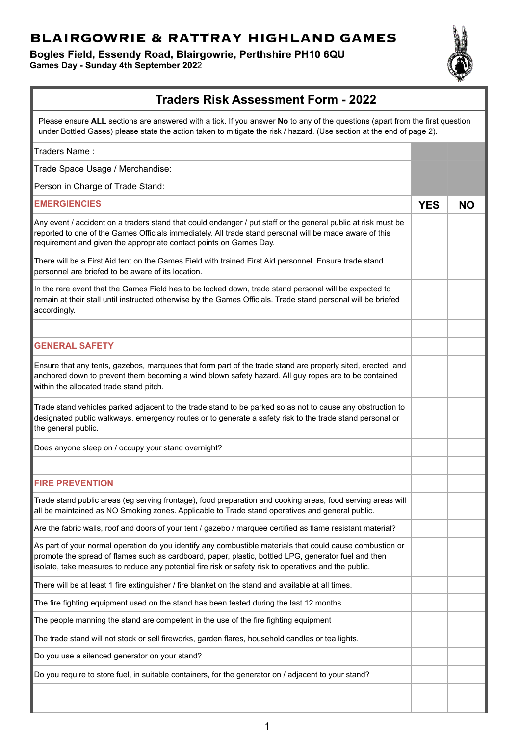# BLAIRGOWRIE & RATTRAY HIGHLAND GAMES

**Bogles Field, Essendy Road, Blairgowrie, Perthshire PH10 6QU**

**Games Day - Sunday 4th September 2022**

## Traders Risk Assessment Form - 2022

Please ensure **ALL** sections are answered with a tick. If you answer **No** to any of the questions (apart from the first question under Bottled Gases) please state the action taken to mitigate the risk / hazard. (Use section at the end of page 2).

| | | |
|---|---|---|
| Traders Name : | | |
| Trade Space Usage / Merchandise: | | |
| Person in Charge of Trade Stand: | | |
| **EMERGIENCIES** | **YES** | **NO** |
| Any event / accident on a traders stand that could endanger / put staff or the general public at risk must be reported to one of the Games Officials immediately. All trade stand personal will be made aware of this requirement and given the appropriate contact points on Games Day. | | |
| There will be a First Aid tent on the Games Field with trained First Aid personnel. Ensure trade stand personnel are briefed to be aware of its location. | | |
| In the rare event that the Games Field has to be locked down, trade stand personal will be expected to remain at their stall until instructed otherwise by the Games Officials. Trade stand personal will be briefed accordingly. | | |
| | | |
| **GENERAL SAFETY** | | |
| Ensure that any tents, gazebos, marquees that form part of the trade stand are properly sited, erected and anchored down to prevent them becoming a wind blown safety hazard. All guy ropes are to be contained within the allocated trade stand pitch. | | |
| Trade stand vehicles parked adjacent to the trade stand to be parked so as not to cause any obstruction to designated public walkways, emergency routes or to generate a safety risk to the trade stand personal or the general public. | | |
| Does anyone sleep on / occupy your stand overnight? | | |
| | | |
| **FIRE PREVENTION** | | |
| Trade stand public areas (eg serving frontage), food preparation and cooking areas, food serving areas will all be maintained as NO Smoking zones. Applicable to Trade stand operatives and general public. | | |
| Are the fabric walls, roof and doors of your tent / gazebo / marquee certified as flame resistant material? | | |
| As part of your normal operation do you identify any combustible materials that could cause combustion or promote the spread of flames such as cardboard, paper, plastic, bottled LPG, generator fuel and then isolate, take measures to reduce any potential fire risk or safety risk to operatives and the public. | | |
| There will be at least 1 fire extinguisher / fire blanket on the stand and available at all times. | | |
| The fire fighting equipment used on the stand has been tested during the last 12 months | | |
| The people manning the stand are competent in the use of the fire fighting equipment | | |
| The trade stand will not stock or sell fireworks, garden flares, household candles or tea lights. | | |
| Do you use a silenced generator on your stand? | | |
| Do you require to store fuel, in suitable containers, for the generator on / adjacent to your stand? | | |
| | | |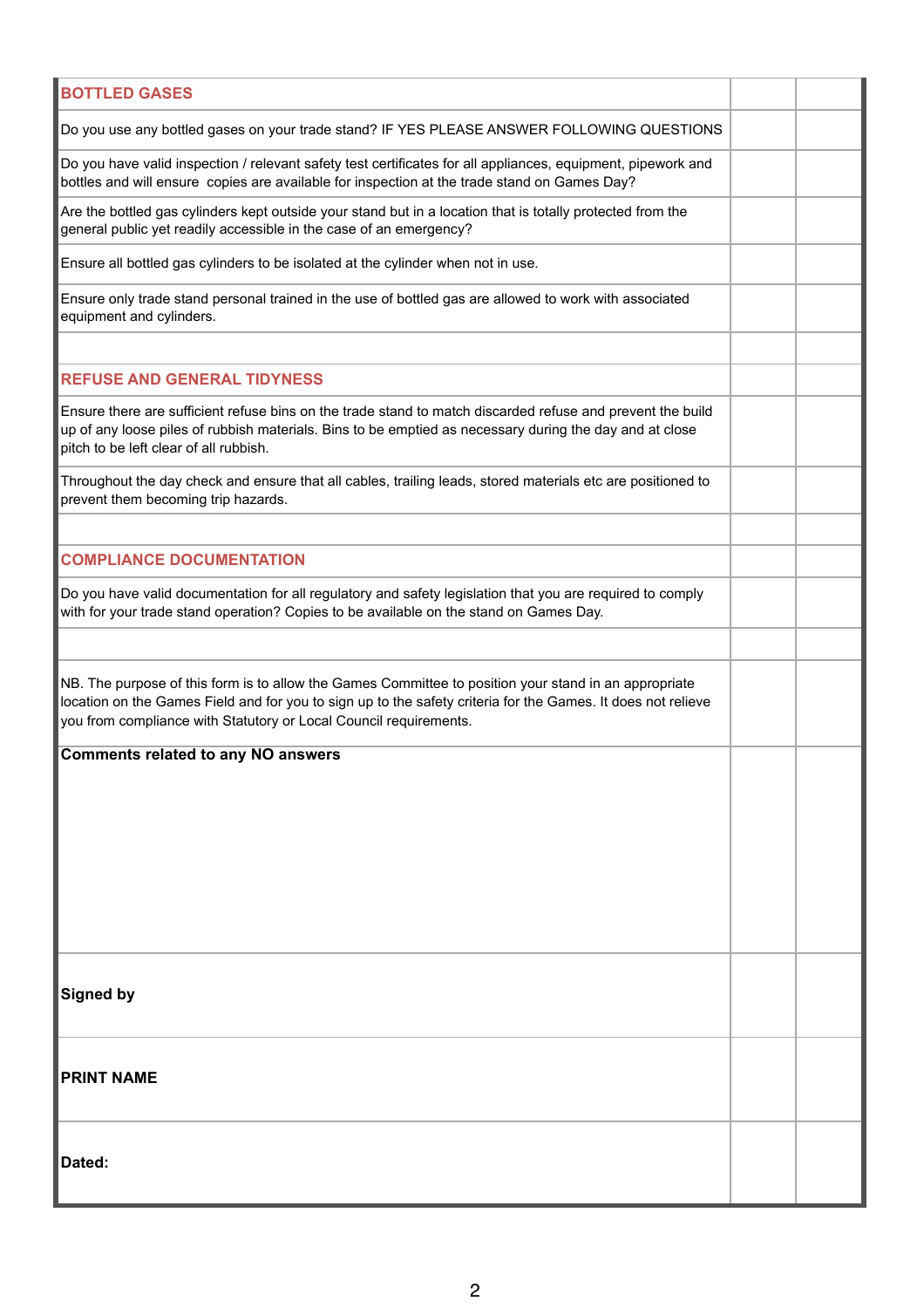| | | |
|---|---|---|
| **BOTTLED GASES** | | |
| Do you use any bottled gases on your trade stand? IF YES PLEASE ANSWER FOLLOWING QUESTIONS | | |
| Do you have valid inspection / relevant safety test certificates for all appliances, equipment, pipework and bottles and will ensure copies are available for inspection at the trade stand on Games Day? | | |
| Are the bottled gas cylinders kept outside your stand but in a location that is totally protected from the general public yet readily accessible in the case of an emergency? | | |
| Ensure all bottled gas cylinders to be isolated at the cylinder when not in use. | | |
| Ensure only trade stand personal trained in the use of bottled gas are allowed to work with associated equipment and cylinders. | | |
| | | |
| **REFUSE AND GENERAL TIDYNESS** | | |
| Ensure there are sufficient refuse bins on the trade stand to match discarded refuse and prevent the build up of any loose piles of rubbish materials. Bins to be emptied as necessary during the day and at close pitch to be left clear of all rubbish. | | |
| Throughout the day check and ensure that all cables, trailing leads, stored materials etc are positioned to prevent them becoming trip hazards. | | |
| | | |
| **COMPLIANCE DOCUMENTATION** | | |
| Do you have valid documentation for all regulatory and safety legislation that you are required to comply with for your trade stand operation? Copies to be available on the stand on Games Day. | | |
| | | |
| NB. The purpose of this form is to allow the Games Committee to position your stand in an appropriate location on the Games Field and for you to sign up to the safety criteria for the Games. It does not relieve you from compliance with Statutory or Local Council requirements. | | |
| **Comments related to any NO answers** | | |
| **Signed by** | | |
| **PRINT NAME** | | |
| **Dated:** | | |